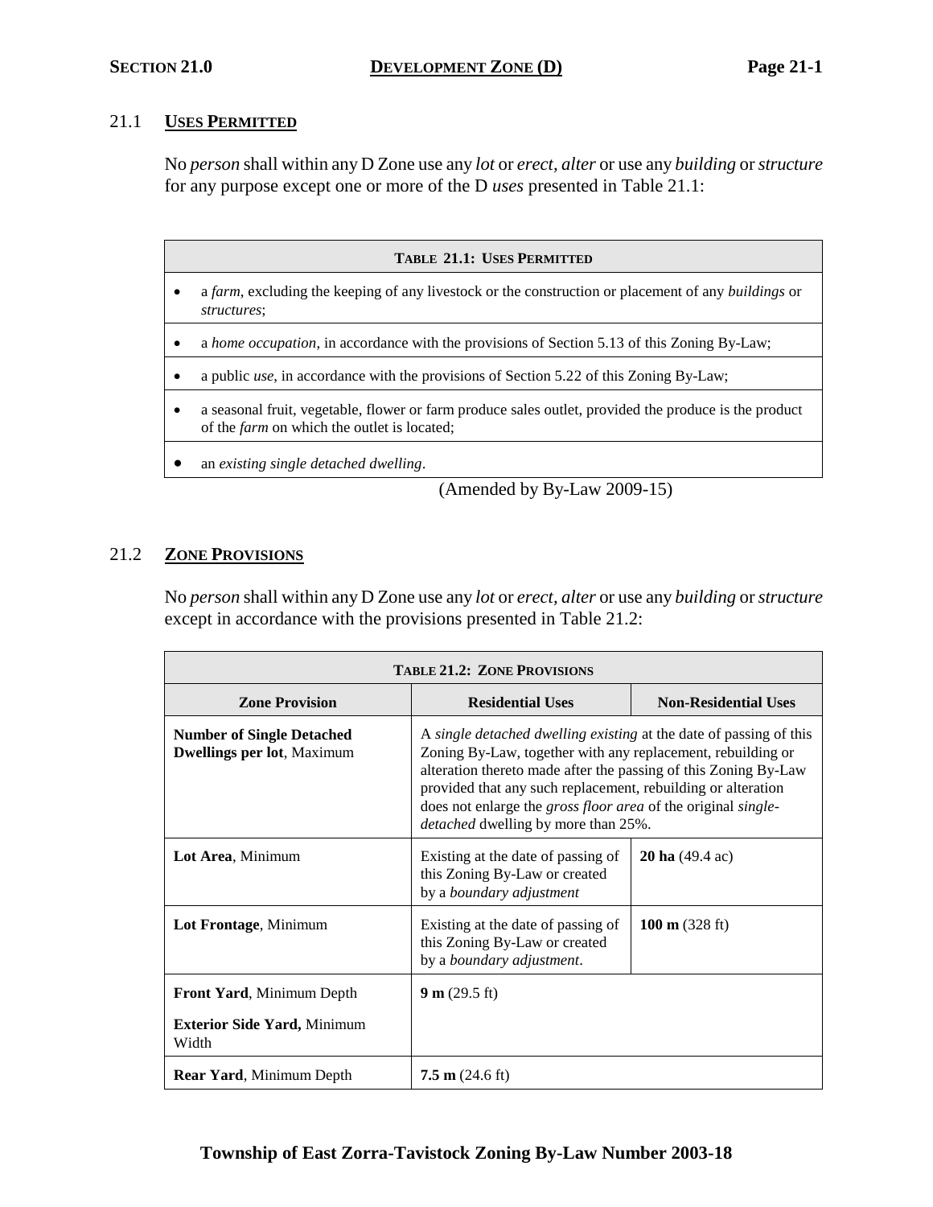# SECTION 21.0 DEVELOPMENT ZONE (D)

## 21.1 USES PERMITTED

No *person* shall within any D Zone use any *lot* or *erect, alter* or use any *building* or *structure* for any purpose except one or more of the D *uses* presented in Table 21.1:

| TABLE 21.1: USES PERMITTED |
|---|
| • a *farm*, excluding the keeping of any livestock or the construction or placement of any *buildings* or *structures*; |
| • a *home occupation*, in accordance with the provisions of Section 5.13 of this Zoning By-Law; |
| • a public *use*, in accordance with the provisions of Section 5.22 of this Zoning By-Law; |
| • a seasonal fruit, vegetable, flower or farm produce sales outlet, provided the produce is the product of the *farm* on which the outlet is located; |
| • an *existing single detached dwelling*. |

(Amended by By-Law 2009-15)

## 21.2 ZONE PROVISIONS

No *person* shall within any D Zone use any *lot* or *erect, alter* or use any *building* or *structure* except in accordance with the provisions presented in Table 21.2:

| TABLE 21.2: ZONE PROVISIONS | | |
|---|---|---|
| **Zone Provision** | **Residential Uses** | **Non-Residential Uses** |
| **Number of Single Detached Dwellings per lot**, Maximum | A *single detached dwelling existing* at the date of passing of this Zoning By-Law, together with any replacement, rebuilding or alteration thereto made after the passing of this Zoning By-Law provided that any such replacement, rebuilding or alteration does not enlarge the *gross floor area* of the original *single-detached* dwelling by more than 25%. | |
| **Lot Area**, Minimum | Existing at the date of passing of this Zoning By-Law or created by a *boundary adjustment* | **20 ha** (49.4 ac) |
| **Lot Frontage**, Minimum | Existing at the date of passing of this Zoning By-Law or created by a *boundary adjustment*. | **100 m** (328 ft) |
| **Front Yard**, Minimum Depth<br>**Exterior Side Yard,** Minimum Width | **9 m** (29.5 ft) | |
| **Rear Yard**, Minimum Depth | **7.5 m** (24.6 ft) | |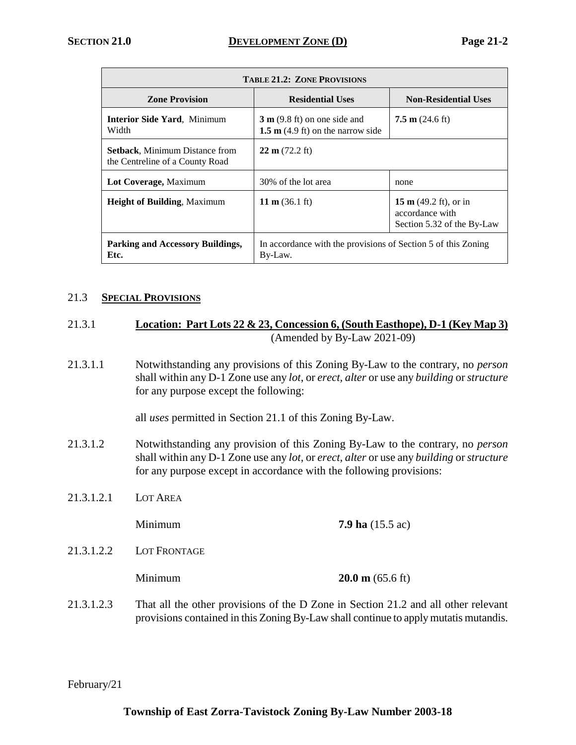| **TABLE 21.2: ZONE PROVISIONS** | | |
|---|---|---|
| **Zone Provision** | **Residential Uses** | **Non-Residential Uses** |
| **Interior Side Yard**, Minimum Width | **3 m** (9.8 ft) on one side and **1.5 m** (4.9 ft) on the narrow side | **7.5 m** (24.6 ft) |
| **Setback**, Minimum Distance from the Centreline of a County Road | **22 m** (72.2 ft) | |
| **Lot Coverage,** Maximum | 30% of the lot area | none |
| **Height of Building**, Maximum | **11 m** (36.1 ft) | **15 m** (49.2 ft), or in accordance with Section 5.32 of the By-Law |
| **Parking and Accessory Buildings, Etc.** | In accordance with the provisions of Section 5 of this Zoning By-Law. | |

## 21.3 **SPECIAL PROVISIONS**

### 21.3.1 **Location: Part Lots 22 & 23, Concession 6, (South Easthope), D-1 (Key Map 3)**

(Amended by By-Law 2021-09)

21.3.1.1 Notwithstanding any provisions of this Zoning By-Law to the contrary, no *person* shall within any D-1 Zone use any *lot*, or *erect*, *alter* or use any *building* or *structure* for any purpose except the following:

all *uses* permitted in Section 21.1 of this Zoning By-Law.

21.3.1.2 Notwithstanding any provision of this Zoning By-Law to the contrary, no *person* shall within any D-1 Zone use any *lot*, or *erect*, *alter* or use any *building* or *structure* for any purpose except in accordance with the following provisions:

21.3.1.2.1 LOT AREA

Minimum **7.9 ha** (15.5 ac)

21.3.1.2.2 LOT FRONTAGE

Minimum **20.0 m** (65.6 ft)

21.3.1.2.3 That all the other provisions of the D Zone in Section 21.2 and all other relevant provisions contained in this Zoning By-Law shall continue to apply mutatis mutandis.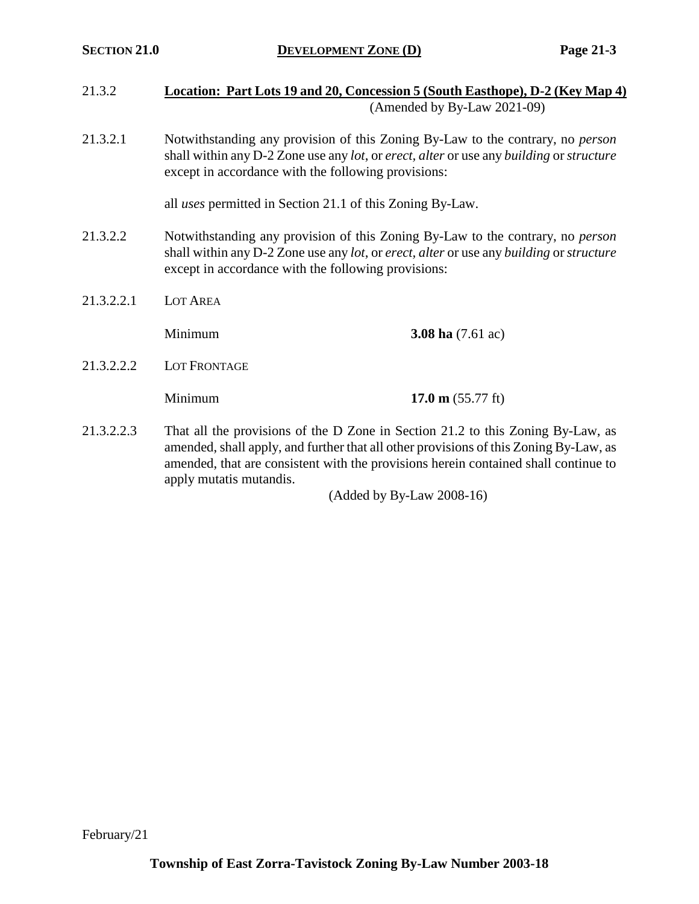21.3.2 **Location: Part Lots 19 and 20, Concession 5 (South Easthope), D-2 (Key Map 4)**
(Amended by By-Law 2021-09)

21.3.2.1 Notwithstanding any provision of this Zoning By-Law to the contrary, no *person* shall within any D-2 Zone use any *lot*, or *erect*, *alter* or use any *building* or *structure* except in accordance with the following provisions:

all *uses* permitted in Section 21.1 of this Zoning By-Law.

21.3.2.2 Notwithstanding any provision of this Zoning By-Law to the contrary, no *person* shall within any D-2 Zone use any *lot*, or *erect*, *alter* or use any *building* or *structure* except in accordance with the following provisions:

21.3.2.2.1 LOT AREA

Minimum **3.08 ha** (7.61 ac)

21.3.2.2.2 LOT FRONTAGE

Minimum **17.0 m** (55.77 ft)

21.3.2.2.3 That all the provisions of the D Zone in Section 21.2 to this Zoning By-Law, as amended, shall apply, and further that all other provisions of this Zoning By-Law, as amended, that are consistent with the provisions herein contained shall continue to apply mutatis mutandis.

(Added by By-Law 2008-16)